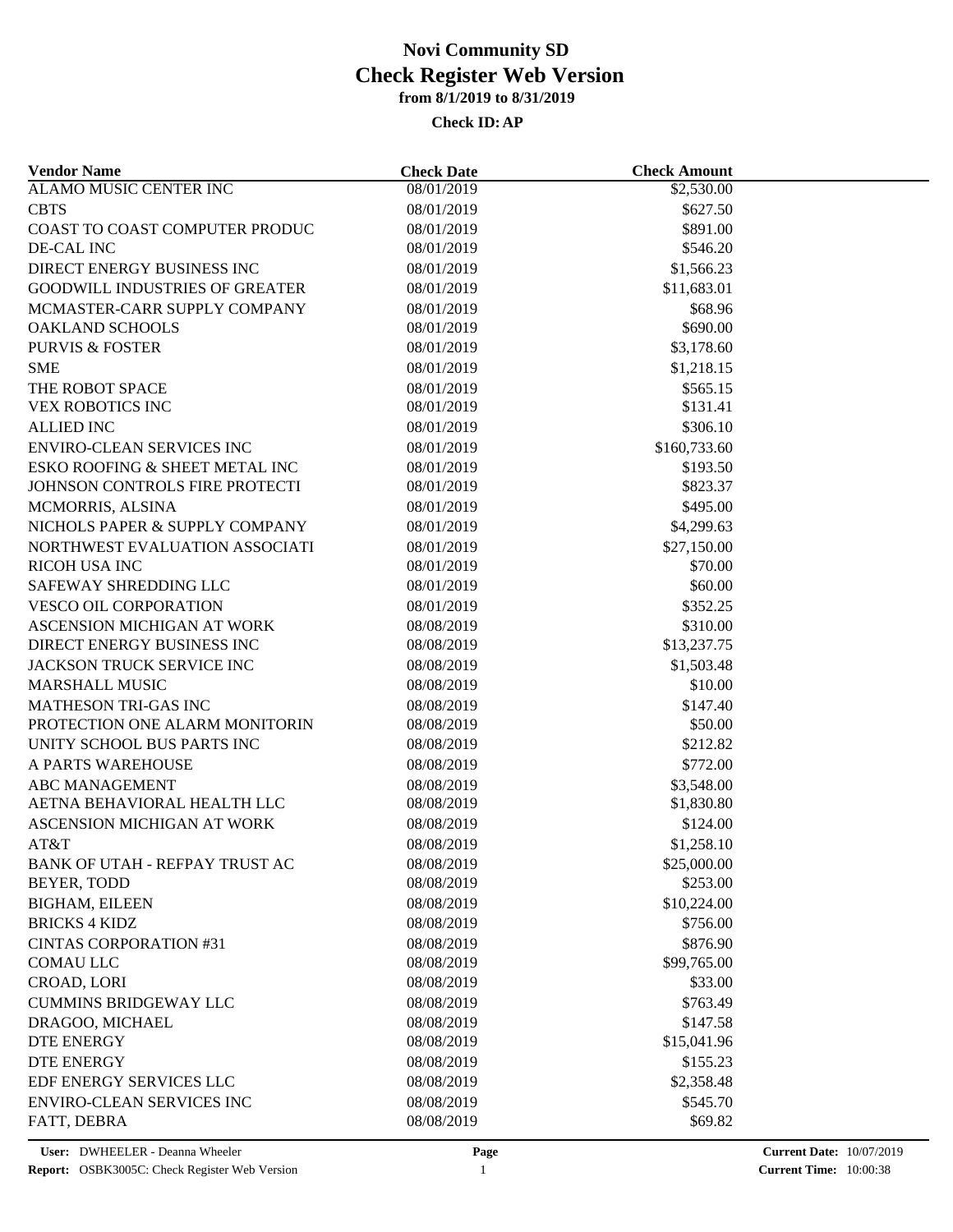# Novi Community SD
## Check Register Web Version
### from 8/1/2019 to 8/31/2019

**Check ID: AP**

| Vendor Name | Check Date | Check Amount |
|---|---|---|
| ALAMO MUSIC CENTER INC | 08/01/2019 | $2,530.00 |
| CBTS | 08/01/2019 | $627.50 |
| COAST TO COAST COMPUTER PRODUC | 08/01/2019 | $891.00 |
| DE-CAL INC | 08/01/2019 | $546.20 |
| DIRECT ENERGY BUSINESS INC | 08/01/2019 | $1,566.23 |
| GOODWILL INDUSTRIES OF GREATER | 08/01/2019 | $11,683.01 |
| MCMASTER-CARR SUPPLY COMPANY | 08/01/2019 | $68.96 |
| OAKLAND SCHOOLS | 08/01/2019 | $690.00 |
| PURVIS & FOSTER | 08/01/2019 | $3,178.60 |
| SME | 08/01/2019 | $1,218.15 |
| THE ROBOT SPACE | 08/01/2019 | $565.15 |
| VEX ROBOTICS INC | 08/01/2019 | $131.41 |
| ALLIED INC | 08/01/2019 | $306.10 |
| ENVIRO-CLEAN SERVICES INC | 08/01/2019 | $160,733.60 |
| ESKO ROOFING & SHEET METAL INC | 08/01/2019 | $193.50 |
| JOHNSON CONTROLS FIRE PROTECTI | 08/01/2019 | $823.37 |
| MCMORRIS, ALSINA | 08/01/2019 | $495.00 |
| NICHOLS PAPER & SUPPLY COMPANY | 08/01/2019 | $4,299.63 |
| NORTHWEST EVALUATION ASSOCIATI | 08/01/2019 | $27,150.00 |
| RICOH USA INC | 08/01/2019 | $70.00 |
| SAFEWAY SHREDDING LLC | 08/01/2019 | $60.00 |
| VESCO OIL CORPORATION | 08/01/2019 | $352.25 |
| ASCENSION MICHIGAN AT WORK | 08/08/2019 | $310.00 |
| DIRECT ENERGY BUSINESS INC | 08/08/2019 | $13,237.75 |
| JACKSON TRUCK SERVICE INC | 08/08/2019 | $1,503.48 |
| MARSHALL MUSIC | 08/08/2019 | $10.00 |
| MATHESON TRI-GAS INC | 08/08/2019 | $147.40 |
| PROTECTION ONE ALARM MONITORIN | 08/08/2019 | $50.00 |
| UNITY SCHOOL BUS PARTS INC | 08/08/2019 | $212.82 |
| A PARTS WAREHOUSE | 08/08/2019 | $772.00 |
| ABC MANAGEMENT | 08/08/2019 | $3,548.00 |
| AETNA BEHAVIORAL HEALTH LLC | 08/08/2019 | $1,830.80 |
| ASCENSION MICHIGAN AT WORK | 08/08/2019 | $124.00 |
| AT&T | 08/08/2019 | $1,258.10 |
| BANK OF UTAH - REFPAY TRUST AC | 08/08/2019 | $25,000.00 |
| BEYER, TODD | 08/08/2019 | $253.00 |
| BIGHAM, EILEEN | 08/08/2019 | $10,224.00 |
| BRICKS 4 KIDZ | 08/08/2019 | $756.00 |
| CINTAS CORPORATION #31 | 08/08/2019 | $876.90 |
| COMAU LLC | 08/08/2019 | $99,765.00 |
| CROAD, LORI | 08/08/2019 | $33.00 |
| CUMMINS BRIDGEWAY LLC | 08/08/2019 | $763.49 |
| DRAGOO, MICHAEL | 08/08/2019 | $147.58 |
| DTE ENERGY | 08/08/2019 | $15,041.96 |
| DTE ENERGY | 08/08/2019 | $155.23 |
| EDF ENERGY SERVICES LLC | 08/08/2019 | $2,358.48 |
| ENVIRO-CLEAN SERVICES INC | 08/08/2019 | $545.70 |
| FATT, DEBRA | 08/08/2019 | $69.82 |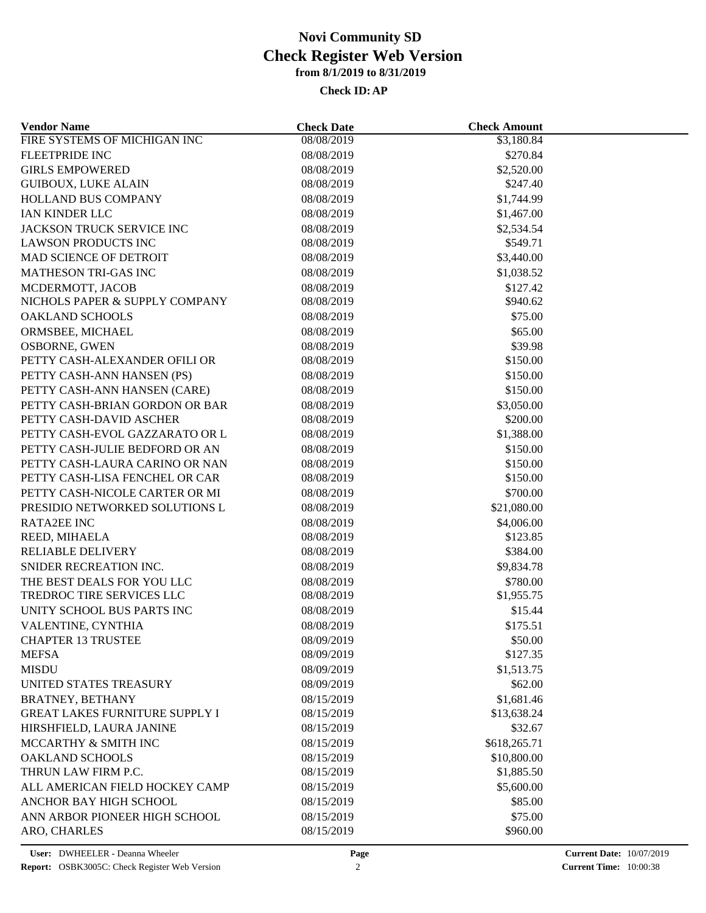# Novi Community SD
## Check Register Web Version
### from 8/1/2019 to 8/31/2019

**Check ID: AP**

| Vendor Name | Check Date | Check Amount |
|---|---|---|
| FIRE SYSTEMS OF MICHIGAN INC | 08/08/2019 | $3,180.84 |
| FLEETPRIDE INC | 08/08/2019 | $270.84 |
| GIRLS EMPOWERED | 08/08/2019 | $2,520.00 |
| GUIBOUX, LUKE ALAIN | 08/08/2019 | $247.40 |
| HOLLAND BUS COMPANY | 08/08/2019 | $1,744.99 |
| IAN KINDER LLC | 08/08/2019 | $1,467.00 |
| JACKSON TRUCK SERVICE INC | 08/08/2019 | $2,534.54 |
| LAWSON PRODUCTS INC | 08/08/2019 | $549.71 |
| MAD SCIENCE OF DETROIT | 08/08/2019 | $3,440.00 |
| MATHESON TRI-GAS INC | 08/08/2019 | $1,038.52 |
| MCDERMOTT, JACOB | 08/08/2019 | $127.42 |
| NICHOLS PAPER & SUPPLY COMPANY | 08/08/2019 | $940.62 |
| OAKLAND SCHOOLS | 08/08/2019 | $75.00 |
| ORMSBEE, MICHAEL | 08/08/2019 | $65.00 |
| OSBORNE, GWEN | 08/08/2019 | $39.98 |
| PETTY CASH-ALEXANDER OFILI OR | 08/08/2019 | $150.00 |
| PETTY CASH-ANN HANSEN (PS) | 08/08/2019 | $150.00 |
| PETTY CASH-ANN HANSEN (CARE) | 08/08/2019 | $150.00 |
| PETTY CASH-BRIAN GORDON OR BAR | 08/08/2019 | $3,050.00 |
| PETTY CASH-DAVID ASCHER | 08/08/2019 | $200.00 |
| PETTY CASH-EVOL GAZZARATO OR L | 08/08/2019 | $1,388.00 |
| PETTY CASH-JULIE BEDFORD OR AN | 08/08/2019 | $150.00 |
| PETTY CASH-LAURA CARINO OR NAN | 08/08/2019 | $150.00 |
| PETTY CASH-LISA FENCHEL OR CAR | 08/08/2019 | $150.00 |
| PETTY CASH-NICOLE CARTER OR MI | 08/08/2019 | $700.00 |
| PRESIDIO NETWORKED SOLUTIONS L | 08/08/2019 | $21,080.00 |
| RATA2EE INC | 08/08/2019 | $4,006.00 |
| REED, MIHAELA | 08/08/2019 | $123.85 |
| RELIABLE DELIVERY | 08/08/2019 | $384.00 |
| SNIDER RECREATION INC. | 08/08/2019 | $9,834.78 |
| THE BEST DEALS FOR YOU LLC | 08/08/2019 | $780.00 |
| TREDROC TIRE SERVICES LLC | 08/08/2019 | $1,955.75 |
| UNITY SCHOOL BUS PARTS INC | 08/08/2019 | $15.44 |
| VALENTINE, CYNTHIA | 08/08/2019 | $175.51 |
| CHAPTER 13 TRUSTEE | 08/09/2019 | $50.00 |
| MEFSA | 08/09/2019 | $127.35 |
| MISDU | 08/09/2019 | $1,513.75 |
| UNITED STATES TREASURY | 08/09/2019 | $62.00 |
| BRATNEY, BETHANY | 08/15/2019 | $1,681.46 |
| GREAT LAKES FURNITURE SUPPLY I | 08/15/2019 | $13,638.24 |
| HIRSHFIELD, LAURA JANINE | 08/15/2019 | $32.67 |
| MCCARTHY & SMITH INC | 08/15/2019 | $618,265.71 |
| OAKLAND SCHOOLS | 08/15/2019 | $10,800.00 |
| THRUN LAW FIRM P.C. | 08/15/2019 | $1,885.50 |
| ALL AMERICAN FIELD HOCKEY CAMP | 08/15/2019 | $5,600.00 |
| ANCHOR BAY HIGH SCHOOL | 08/15/2019 | $85.00 |
| ANN ARBOR PIONEER HIGH SCHOOL | 08/15/2019 | $75.00 |
| ARO, CHARLES | 08/15/2019 | $960.00 |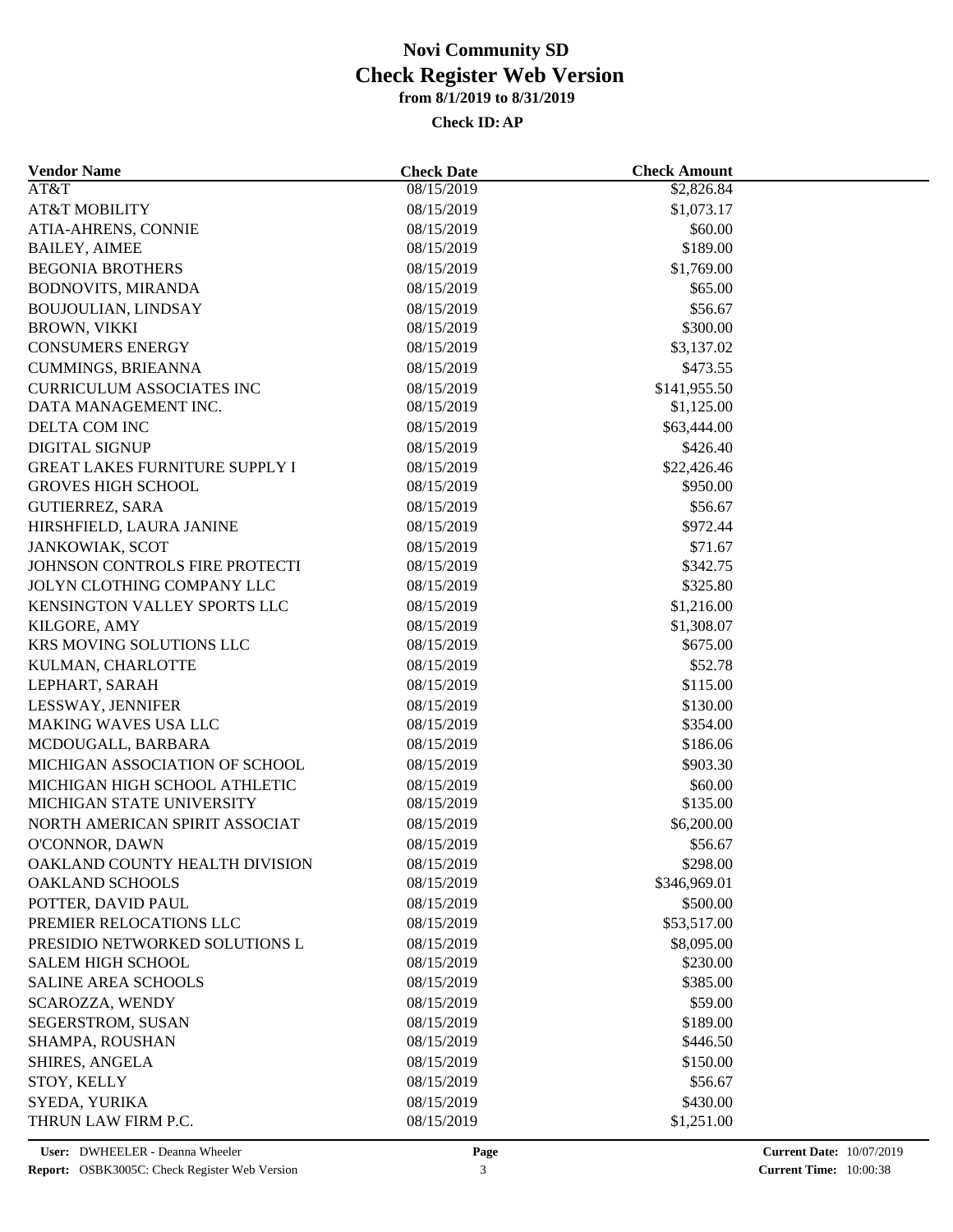# Novi Community SD
## Check Register Web Version
### from 8/1/2019 to 8/31/2019

**Check ID: AP**

| Vendor Name | Check Date | Check Amount |
|---|---|---|
| AT&T | 08/15/2019 | $2,826.84 |
| AT&T MOBILITY | 08/15/2019 | $1,073.17 |
| ATIA-AHRENS, CONNIE | 08/15/2019 | $60.00 |
| BAILEY, AIMEE | 08/15/2019 | $189.00 |
| BEGONIA BROTHERS | 08/15/2019 | $1,769.00 |
| BODNOVITS, MIRANDA | 08/15/2019 | $65.00 |
| BOUJOULIAN, LINDSAY | 08/15/2019 | $56.67 |
| BROWN, VIKKI | 08/15/2019 | $300.00 |
| CONSUMERS ENERGY | 08/15/2019 | $3,137.02 |
| CUMMINGS, BRIEANNA | 08/15/2019 | $473.55 |
| CURRICULUM ASSOCIATES INC | 08/15/2019 | $141,955.50 |
| DATA MANAGEMENT INC. | 08/15/2019 | $1,125.00 |
| DELTA COM INC | 08/15/2019 | $63,444.00 |
| DIGITAL SIGNUP | 08/15/2019 | $426.40 |
| GREAT LAKES FURNITURE SUPPLY I | 08/15/2019 | $22,426.46 |
| GROVES HIGH SCHOOL | 08/15/2019 | $950.00 |
| GUTIERREZ, SARA | 08/15/2019 | $56.67 |
| HIRSHFIELD, LAURA JANINE | 08/15/2019 | $972.44 |
| JANKOWIAK, SCOT | 08/15/2019 | $71.67 |
| JOHNSON CONTROLS FIRE PROTECTI | 08/15/2019 | $342.75 |
| JOLYN CLOTHING COMPANY LLC | 08/15/2019 | $325.80 |
| KENSINGTON VALLEY SPORTS LLC | 08/15/2019 | $1,216.00 |
| KILGORE, AMY | 08/15/2019 | $1,308.07 |
| KRS MOVING SOLUTIONS LLC | 08/15/2019 | $675.00 |
| KULMAN, CHARLOTTE | 08/15/2019 | $52.78 |
| LEPHART, SARAH | 08/15/2019 | $115.00 |
| LESSWAY, JENNIFER | 08/15/2019 | $130.00 |
| MAKING WAVES USA LLC | 08/15/2019 | $354.00 |
| MCDOUGALL, BARBARA | 08/15/2019 | $186.06 |
| MICHIGAN ASSOCIATION OF SCHOOL | 08/15/2019 | $903.30 |
| MICHIGAN HIGH SCHOOL ATHLETIC | 08/15/2019 | $60.00 |
| MICHIGAN STATE UNIVERSITY | 08/15/2019 | $135.00 |
| NORTH AMERICAN SPIRIT ASSOCIAT | 08/15/2019 | $6,200.00 |
| O'CONNOR, DAWN | 08/15/2019 | $56.67 |
| OAKLAND COUNTY HEALTH DIVISION | 08/15/2019 | $298.00 |
| OAKLAND SCHOOLS | 08/15/2019 | $346,969.01 |
| POTTER, DAVID PAUL | 08/15/2019 | $500.00 |
| PREMIER RELOCATIONS LLC | 08/15/2019 | $53,517.00 |
| PRESIDIO NETWORKED SOLUTIONS L | 08/15/2019 | $8,095.00 |
| SALEM HIGH SCHOOL | 08/15/2019 | $230.00 |
| SALINE AREA SCHOOLS | 08/15/2019 | $385.00 |
| SCAROZZA, WENDY | 08/15/2019 | $59.00 |
| SEGERSTROM, SUSAN | 08/15/2019 | $189.00 |
| SHAMPA, ROUSHAN | 08/15/2019 | $446.50 |
| SHIRES, ANGELA | 08/15/2019 | $150.00 |
| STOY, KELLY | 08/15/2019 | $56.67 |
| SYEDA, YURIKA | 08/15/2019 | $430.00 |
| THRUN LAW FIRM P.C. | 08/15/2019 | $1,251.00 |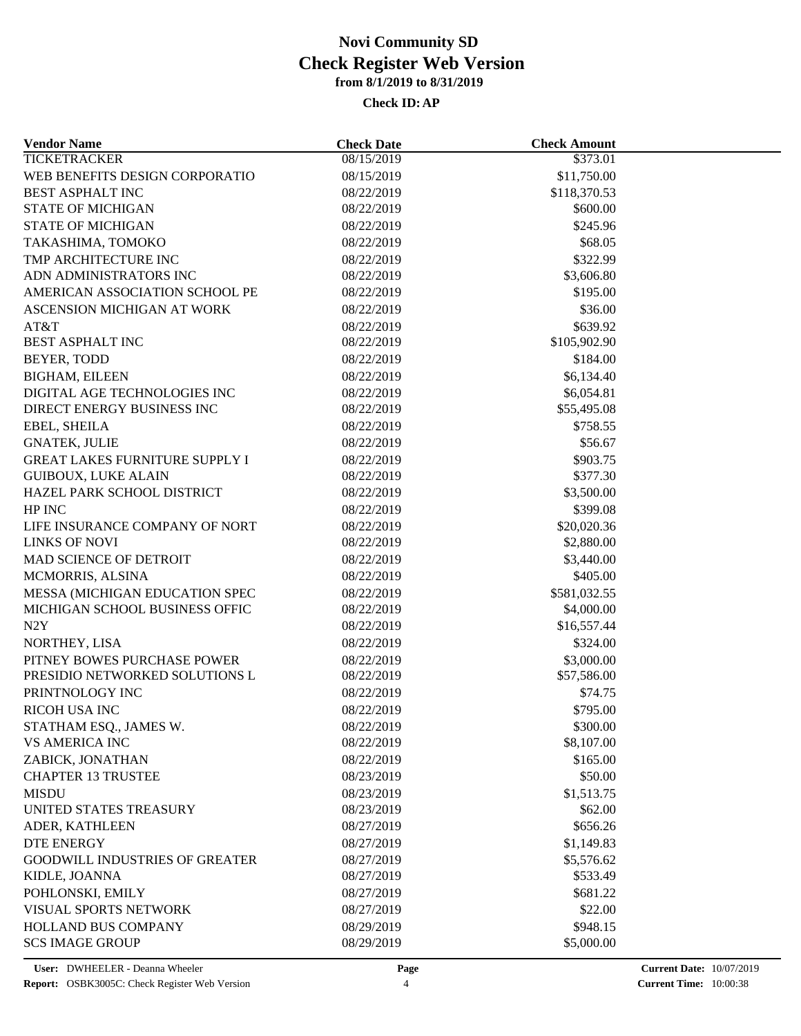# Novi Community SD

## Check Register Web Version

**from 8/1/2019 to 8/31/2019**

**Check ID: AP**

| Vendor Name | Check Date | Check Amount |
|---|---|---|
| TICKETRACKER | 08/15/2019 | $373.01 |
| WEB BENEFITS DESIGN CORPORATIO | 08/15/2019 | $11,750.00 |
| BEST ASPHALT INC | 08/22/2019 | $118,370.53 |
| STATE OF MICHIGAN | 08/22/2019 | $600.00 |
| STATE OF MICHIGAN | 08/22/2019 | $245.96 |
| TAKASHIMA, TOMOKO | 08/22/2019 | $68.05 |
| TMP ARCHITECTURE INC | 08/22/2019 | $322.99 |
| ADN ADMINISTRATORS INC | 08/22/2019 | $3,606.80 |
| AMERICAN ASSOCIATION SCHOOL PE | 08/22/2019 | $195.00 |
| ASCENSION MICHIGAN AT WORK | 08/22/2019 | $36.00 |
| AT&T | 08/22/2019 | $639.92 |
| BEST ASPHALT INC | 08/22/2019 | $105,902.90 |
| BEYER, TODD | 08/22/2019 | $184.00 |
| BIGHAM, EILEEN | 08/22/2019 | $6,134.40 |
| DIGITAL AGE TECHNOLOGIES INC | 08/22/2019 | $6,054.81 |
| DIRECT ENERGY BUSINESS INC | 08/22/2019 | $55,495.08 |
| EBEL, SHEILA | 08/22/2019 | $758.55 |
| GNATEK, JULIE | 08/22/2019 | $56.67 |
| GREAT LAKES FURNITURE SUPPLY I | 08/22/2019 | $903.75 |
| GUIBOUX, LUKE ALAIN | 08/22/2019 | $377.30 |
| HAZEL PARK SCHOOL DISTRICT | 08/22/2019 | $3,500.00 |
| HP INC | 08/22/2019 | $399.08 |
| LIFE INSURANCE COMPANY OF NORT | 08/22/2019 | $20,020.36 |
| LINKS OF NOVI | 08/22/2019 | $2,880.00 |
| MAD SCIENCE OF DETROIT | 08/22/2019 | $3,440.00 |
| MCMORRIS, ALSINA | 08/22/2019 | $405.00 |
| MESSA (MICHIGAN EDUCATION SPEC | 08/22/2019 | $581,032.55 |
| MICHIGAN SCHOOL BUSINESS OFFIC | 08/22/2019 | $4,000.00 |
| N2Y | 08/22/2019 | $16,557.44 |
| NORTHEY, LISA | 08/22/2019 | $324.00 |
| PITNEY BOWES PURCHASE POWER | 08/22/2019 | $3,000.00 |
| PRESIDIO NETWORKED SOLUTIONS L | 08/22/2019 | $57,586.00 |
| PRINTNOLOGY INC | 08/22/2019 | $74.75 |
| RICOH USA INC | 08/22/2019 | $795.00 |
| STATHAM ESQ., JAMES W. | 08/22/2019 | $300.00 |
| VS AMERICA INC | 08/22/2019 | $8,107.00 |
| ZABICK, JONATHAN | 08/22/2019 | $165.00 |
| CHAPTER 13 TRUSTEE | 08/23/2019 | $50.00 |
| MISDU | 08/23/2019 | $1,513.75 |
| UNITED STATES TREASURY | 08/23/2019 | $62.00 |
| ADER, KATHLEEN | 08/27/2019 | $656.26 |
| DTE ENERGY | 08/27/2019 | $1,149.83 |
| GOODWILL INDUSTRIES OF GREATER | 08/27/2019 | $5,576.62 |
| KIDLE, JOANNA | 08/27/2019 | $533.49 |
| POHLONSKI, EMILY | 08/27/2019 | $681.22 |
| VISUAL SPORTS NETWORK | 08/27/2019 | $22.00 |
| HOLLAND BUS COMPANY | 08/29/2019 | $948.15 |
| SCS IMAGE GROUP | 08/29/2019 | $5,000.00 |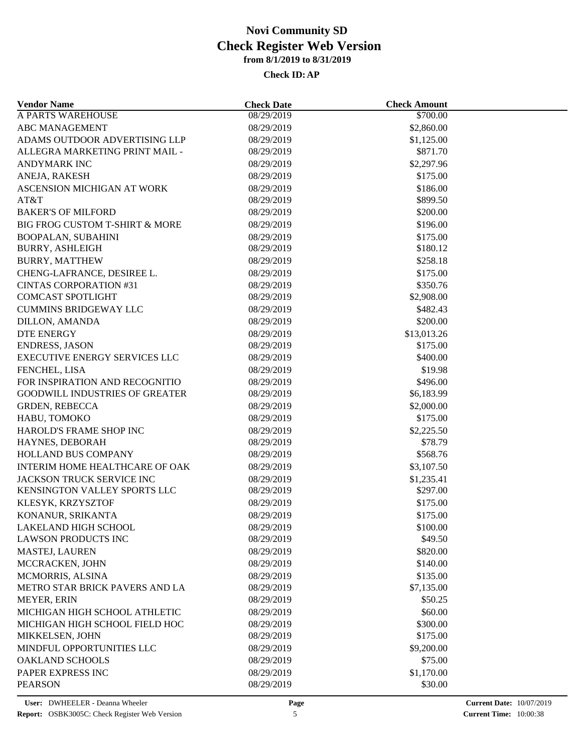# Novi Community SD
## Check Register Web Version
### from 8/1/2019 to 8/31/2019

**Check ID: AP**

| Vendor Name | Check Date | Check Amount |
|---|---|---|
| A PARTS WAREHOUSE | 08/29/2019 | $700.00 |
| ABC MANAGEMENT | 08/29/2019 | $2,860.00 |
| ADAMS OUTDOOR ADVERTISING LLP | 08/29/2019 | $1,125.00 |
| ALLEGRA MARKETING PRINT MAIL - | 08/29/2019 | $871.70 |
| ANDYMARK INC | 08/29/2019 | $2,297.96 |
| ANEJA, RAKESH | 08/29/2019 | $175.00 |
| ASCENSION MICHIGAN AT WORK | 08/29/2019 | $186.00 |
| AT&T | 08/29/2019 | $899.50 |
| BAKER'S OF MILFORD | 08/29/2019 | $200.00 |
| BIG FROG CUSTOM T-SHIRT & MORE | 08/29/2019 | $196.00 |
| BOOPALAN, SUBAHINI | 08/29/2019 | $175.00 |
| BURRY, ASHLEIGH | 08/29/2019 | $180.12 |
| BURRY, MATTHEW | 08/29/2019 | $258.18 |
| CHENG-LAFRANCE, DESIREE L. | 08/29/2019 | $175.00 |
| CINTAS CORPORATION #31 | 08/29/2019 | $350.76 |
| COMCAST SPOTLIGHT | 08/29/2019 | $2,908.00 |
| CUMMINS BRIDGEWAY LLC | 08/29/2019 | $482.43 |
| DILLON, AMANDA | 08/29/2019 | $200.00 |
| DTE ENERGY | 08/29/2019 | $13,013.26 |
| ENDRESS, JASON | 08/29/2019 | $175.00 |
| EXECUTIVE ENERGY SERVICES LLC | 08/29/2019 | $400.00 |
| FENCHEL, LISA | 08/29/2019 | $19.98 |
| FOR INSPIRATION AND RECOGNITIO | 08/29/2019 | $496.00 |
| GOODWILL INDUSTRIES OF GREATER | 08/29/2019 | $6,183.99 |
| GRDEN, REBECCA | 08/29/2019 | $2,000.00 |
| HABU, TOMOKO | 08/29/2019 | $175.00 |
| HAROLD'S FRAME SHOP INC | 08/29/2019 | $2,225.50 |
| HAYNES, DEBORAH | 08/29/2019 | $78.79 |
| HOLLAND BUS COMPANY | 08/29/2019 | $568.76 |
| INTERIM HOME HEALTHCARE OF OAK | 08/29/2019 | $3,107.50 |
| JACKSON TRUCK SERVICE INC | 08/29/2019 | $1,235.41 |
| KENSINGTON VALLEY SPORTS LLC | 08/29/2019 | $297.00 |
| KLESYK, KRZYSZTOF | 08/29/2019 | $175.00 |
| KONANUR, SRIKANTA | 08/29/2019 | $175.00 |
| LAKELAND HIGH SCHOOL | 08/29/2019 | $100.00 |
| LAWSON PRODUCTS INC | 08/29/2019 | $49.50 |
| MASTEJ, LAUREN | 08/29/2019 | $820.00 |
| MCCRACKEN, JOHN | 08/29/2019 | $140.00 |
| MCMORRIS, ALSINA | 08/29/2019 | $135.00 |
| METRO STAR BRICK PAVERS AND LA | 08/29/2019 | $7,135.00 |
| MEYER, ERIN | 08/29/2019 | $50.25 |
| MICHIGAN HIGH SCHOOL ATHLETIC | 08/29/2019 | $60.00 |
| MICHIGAN HIGH SCHOOL FIELD HOC | 08/29/2019 | $300.00 |
| MIKKELSEN, JOHN | 08/29/2019 | $175.00 |
| MINDFUL OPPORTUNITIES LLC | 08/29/2019 | $9,200.00 |
| OAKLAND SCHOOLS | 08/29/2019 | $75.00 |
| PAPER EXPRESS INC | 08/29/2019 | $1,170.00 |
| PEARSON | 08/29/2019 | $30.00 |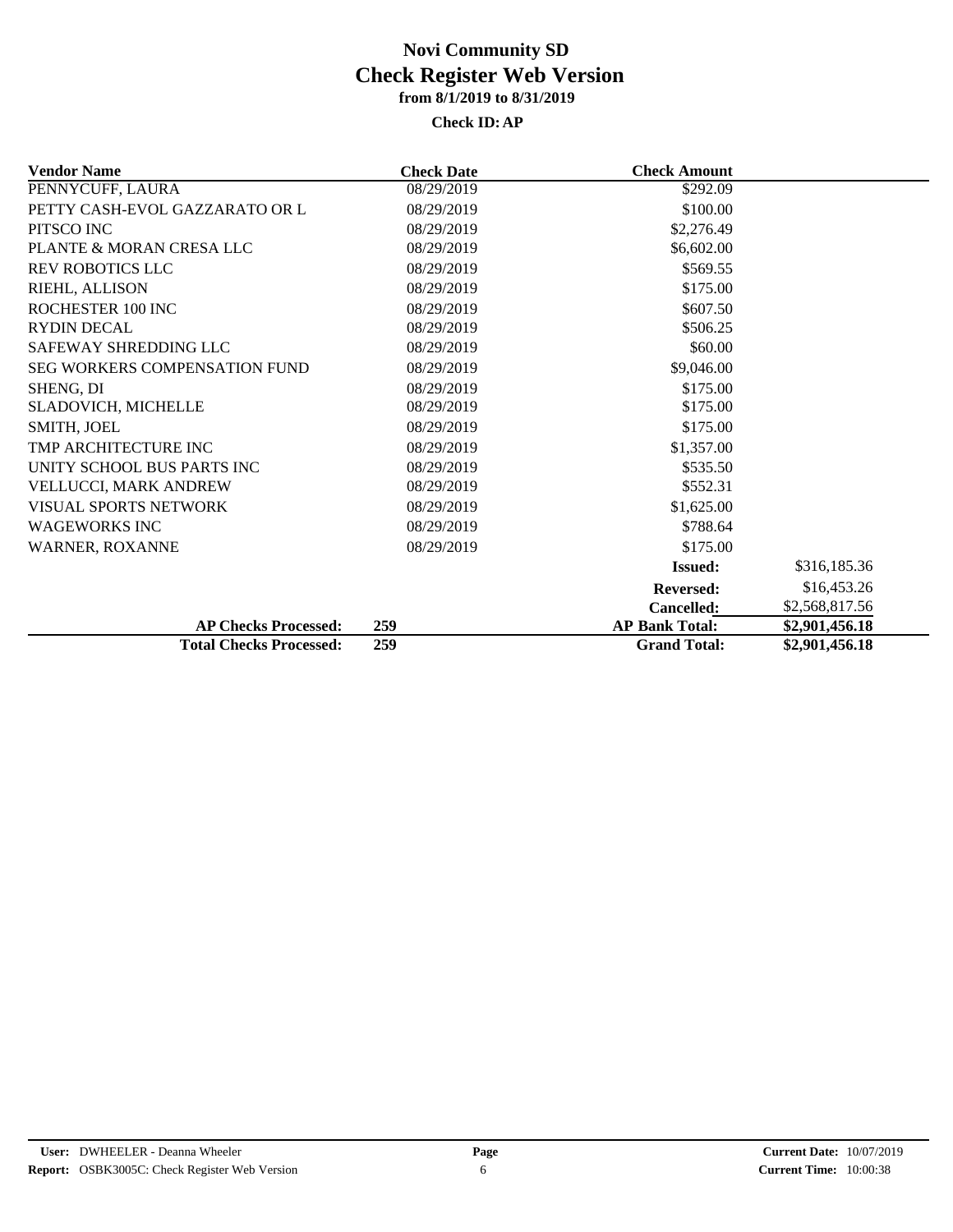# Novi Community SD
## Check Register Web Version
### from 8/1/2019 to 8/31/2019
**Check ID: AP**

| Vendor Name | Check Date | Check Amount | |
|---|---|---|---|
| PENNYCUFF, LAURA | 08/29/2019 | $292.09 | |
| PETTY CASH-EVOL GAZZARATO OR L | 08/29/2019 | $100.00 | |
| PITSCO INC | 08/29/2019 | $2,276.49 | |
| PLANTE & MORAN CRESA LLC | 08/29/2019 | $6,602.00 | |
| REV ROBOTICS LLC | 08/29/2019 | $569.55 | |
| RIEHL, ALLISON | 08/29/2019 | $175.00 | |
| ROCHESTER 100 INC | 08/29/2019 | $607.50 | |
| RYDIN DECAL | 08/29/2019 | $506.25 | |
| SAFEWAY SHREDDING LLC | 08/29/2019 | $60.00 | |
| SEG WORKERS COMPENSATION FUND | 08/29/2019 | $9,046.00 | |
| SHENG, DI | 08/29/2019 | $175.00 | |
| SLADOVICH, MICHELLE | 08/29/2019 | $175.00 | |
| SMITH, JOEL | 08/29/2019 | $175.00 | |
| TMP ARCHITECTURE INC | 08/29/2019 | $1,357.00 | |
| UNITY SCHOOL BUS PARTS INC | 08/29/2019 | $535.50 | |
| VELLUCCI, MARK ANDREW | 08/29/2019 | $552.31 | |
| VISUAL SPORTS NETWORK | 08/29/2019 | $1,625.00 | |
| WAGEWORKS INC | 08/29/2019 | $788.64 | |
| WARNER, ROXANNE | 08/29/2019 | $175.00 | |
| | | **Issued:** | $316,185.36 |
| | | **Reversed:** | $16,453.26 |
| | | **Cancelled:** | $2,568,817.56 |
| **AP Checks Processed:** | **259** | **AP Bank Total:** | **$2,901,456.18** |
| **Total Checks Processed:** | **259** | **Grand Total:** | **$2,901,456.18** |

**User:** DWHEELER - Deanna Wheeler
**Report:** OSBK3005C: Check Register Web Version
**Current Date:** 10/07/2019
**Current Time:** 10:00:38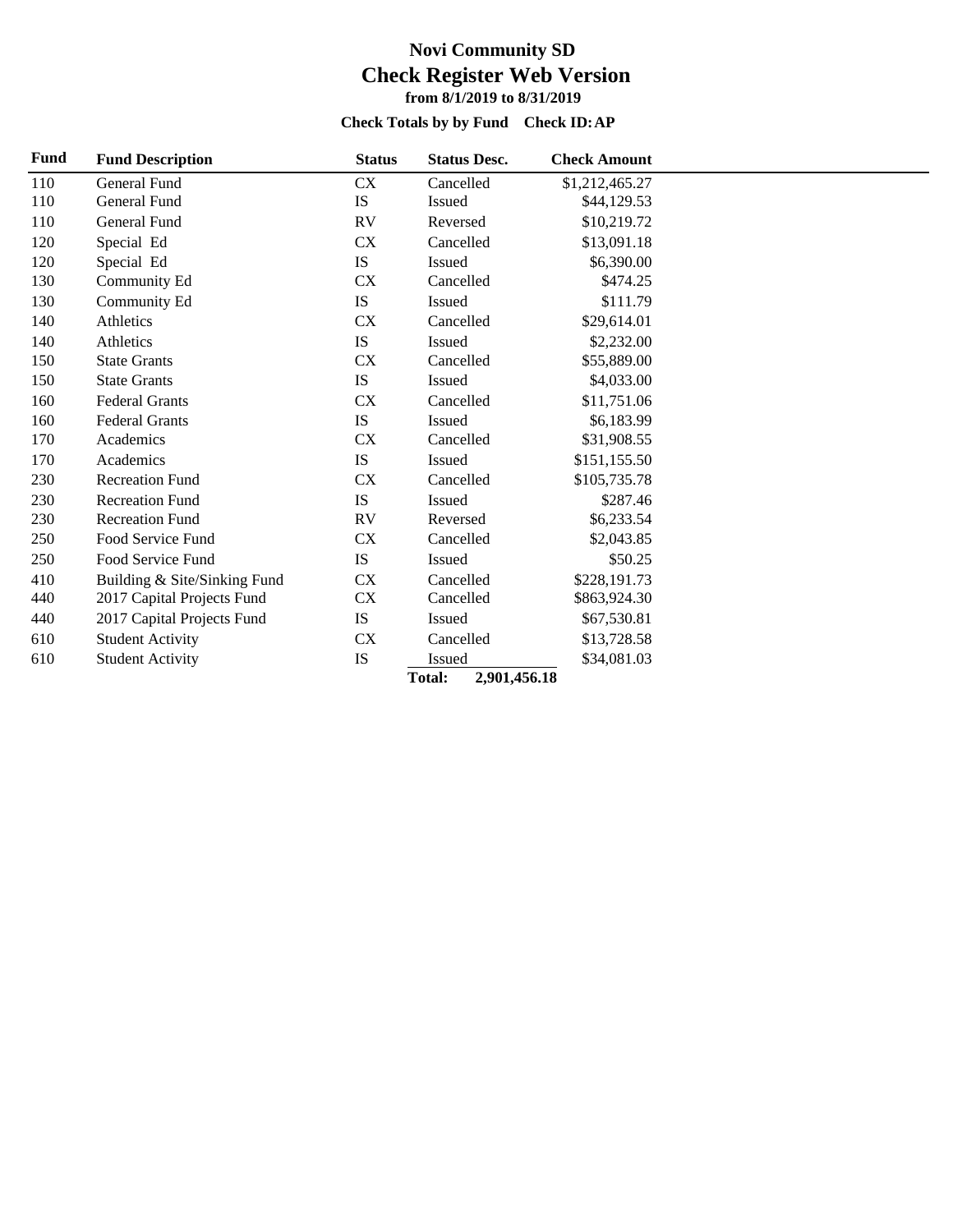# Novi Community SD

## Check Register Web Version

### from 8/1/2019 to 8/31/2019

**Check Totals by by Fund Check ID: AP**

| Fund | Fund Description | Status | Status Desc. | Check Amount |
|---|---|---|---|---|
| 110 | General Fund | CX | Cancelled | $1,212,465.27 |
| 110 | General Fund | IS | Issued | $44,129.53 |
| 110 | General Fund | RV | Reversed | $10,219.72 |
| 120 | Special Ed | CX | Cancelled | $13,091.18 |
| 120 | Special Ed | IS | Issued | $6,390.00 |
| 130 | Community Ed | CX | Cancelled | $474.25 |
| 130 | Community Ed | IS | Issued | $111.79 |
| 140 | Athletics | CX | Cancelled | $29,614.01 |
| 140 | Athletics | IS | Issued | $2,232.00 |
| 150 | State Grants | CX | Cancelled | $55,889.00 |
| 150 | State Grants | IS | Issued | $4,033.00 |
| 160 | Federal Grants | CX | Cancelled | $11,751.06 |
| 160 | Federal Grants | IS | Issued | $6,183.99 |
| 170 | Academics | CX | Cancelled | $31,908.55 |
| 170 | Academics | IS | Issued | $151,155.50 |
| 230 | Recreation Fund | CX | Cancelled | $105,735.78 |
| 230 | Recreation Fund | IS | Issued | $287.46 |
| 230 | Recreation Fund | RV | Reversed | $6,233.54 |
| 250 | Food Service Fund | CX | Cancelled | $2,043.85 |
| 250 | Food Service Fund | IS | Issued | $50.25 |
| 410 | Building & Site/Sinking Fund | CX | Cancelled | $228,191.73 |
| 440 | 2017 Capital Projects Fund | CX | Cancelled | $863,924.30 |
| 440 | 2017 Capital Projects Fund | IS | Issued | $67,530.81 |
| 610 | Student Activity | CX | Cancelled | $13,728.58 |
| 610 | Student Activity | IS | Issued | $34,081.03 |
| | | | **Total:** | **2,901,456.18** |